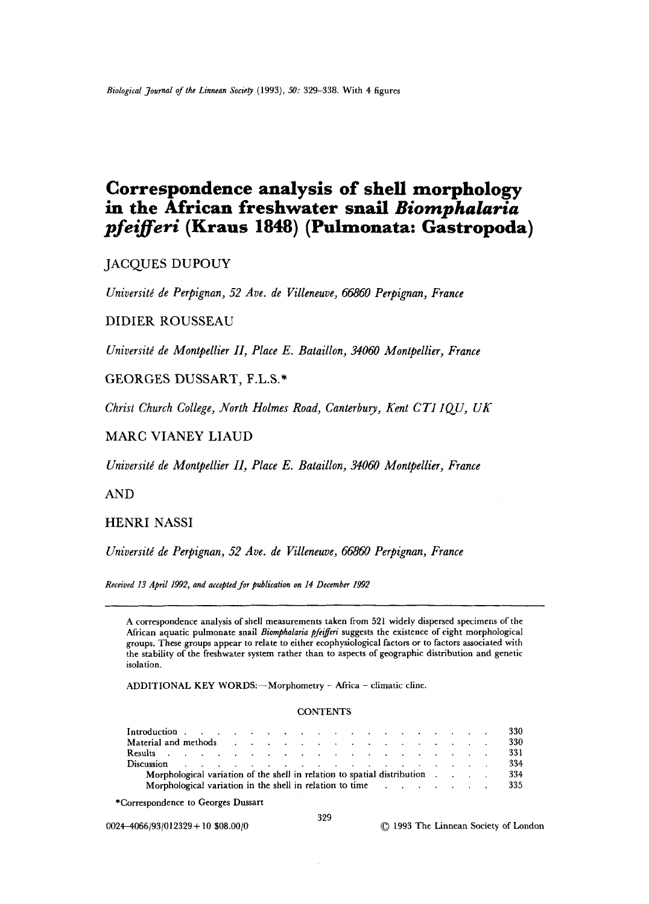# Correspondence analysis of shell morphology in the African freshwater snail *Biomphalaria pfeifferi* (Kraus 1848) (Pulmonata: Gastropoda)

JACQUES DUPOUY

*Université de Perpignan, 52 Ave. de Villeneuve, 66860 Perpignan, France*

DIDIER ROUSSEAU

*Université de Montpellier II, Place E. Bataillon, 34060 Montpellier, France*

GEORGES DUSSART, F.L.S.*

*Christ Church College, North Holmes Road, Canterbury, Kent CT1 1QU, UK*

MARC VIANEY LIAUD

*Université de Montpellier II, Place E. Bataillon, 34060 Montpellier, France*

AND

HENRI NASSI

*Université de Perpignan, 52 Ave. de Villeneuve, 66860 Perpignan, France*

*Received 13 April 1992, and accepted for publication on 14 December 1992*

A correspondence analysis of shell measurements taken from 521 widely dispersed specimens of the African aquatic pulmonate snail *Biomphalaria pfeifferi* suggests the existence of eight morphological groups. These groups appear to relate to either ecophysiological factors or to factors associated with the stability of the freshwater system rather than to aspects of geographic distribution and genetic isolation.

ADDITIONAL KEY WORDS:—Morphometry – Africa – climatic cline.

CONTENTS

| | |
|---|---|
| Introduction | 330 |
| Material and methods | 330 |
| Results | 331 |
| Discussion | 334 |
| Morphological variation of the shell in relation to spatial distribution | 334 |
| Morphological variation in the shell in relation to time | 335 |

*Correspondence to Georges Dussart

0024–4066/93/012329+10 $08.00/0 © 1993 The Linnean Society of London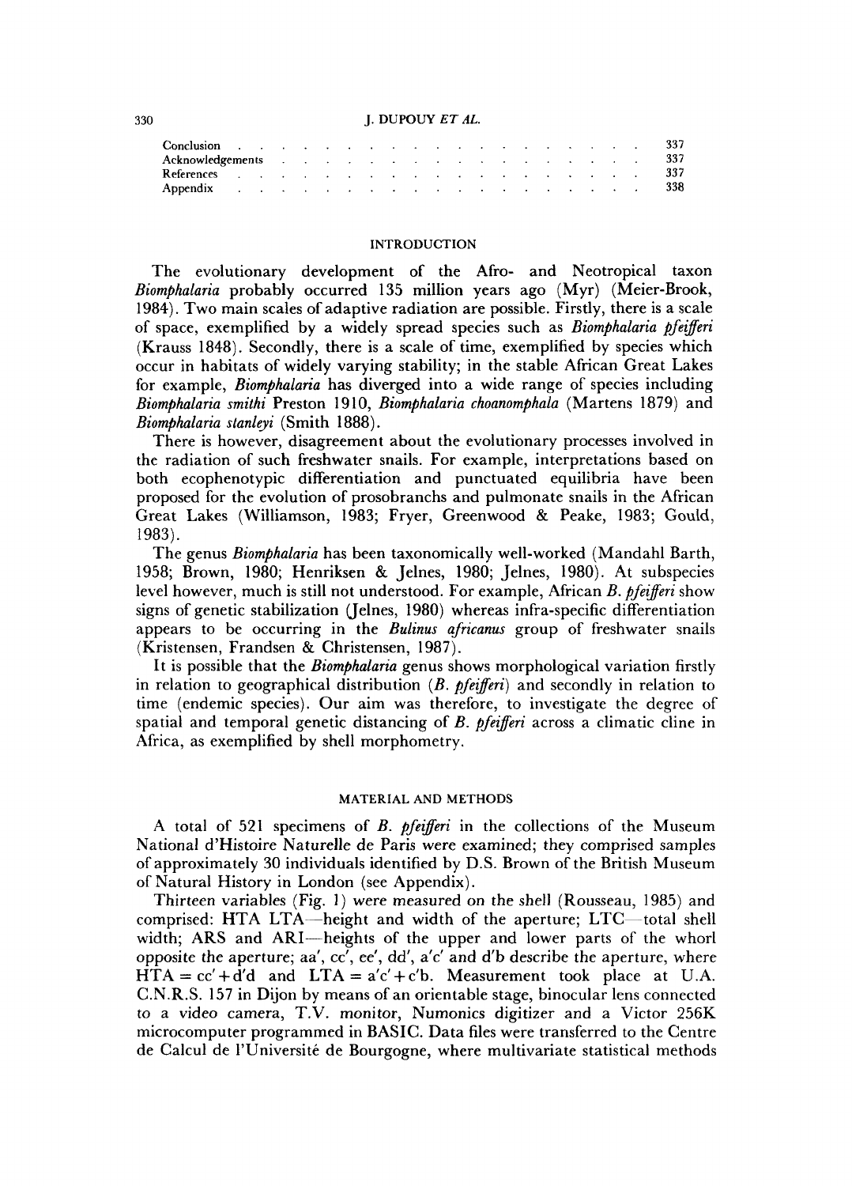| | |
|---|---|
| Conclusion | 337 |
| Acknowledgements | 337 |
| References | 337 |
| Appendix | 338 |

## INTRODUCTION

The evolutionary development of the Afro- and Neotropical taxon *Biomphalaria* probably occurred 135 million years ago (Myr) (Meier-Brook, 1984). Two main scales of adaptive radiation are possible. Firstly, there is a scale of space, exemplified by a widely spread species such as *Biomphalaria pfeifferi* (Krauss 1848). Secondly, there is a scale of time, exemplified by species which occur in habitats of widely varying stability; in the stable African Great Lakes for example, *Biomphalaria* has diverged into a wide range of species including *Biomphalaria smithi* Preston 1910, *Biomphalaria choanomphala* (Martens 1879) and *Biomphalaria stanleyi* (Smith 1888).

There is however, disagreement about the evolutionary processes involved in the radiation of such freshwater snails. For example, interpretations based on both ecophenotypic differentiation and punctuated equilibria have been proposed for the evolution of prosobranchs and pulmonate snails in the African Great Lakes (Williamson, 1983; Fryer, Greenwood & Peake, 1983; Gould, 1983).

The genus *Biomphalaria* has been taxonomically well-worked (Mandahl Barth, 1958; Brown, 1980; Henriksen & Jelnes, 1980; Jelnes, 1980). At subspecies level however, much is still not understood. For example, African *B. pfeifferi* show signs of genetic stabilization (Jelnes, 1980) whereas infra-specific differentiation appears to be occurring in the *Bulinus africanus* group of freshwater snails (Kristensen, Frandsen & Christensen, 1987).

It is possible that the *Biomphalaria* genus shows morphological variation firstly in relation to geographical distribution (*B. pfeifferi*) and secondly in relation to time (endemic species). Our aim was therefore, to investigate the degree of spatial and temporal genetic distancing of *B. pfeifferi* across a climatic cline in Africa, as exemplified by shell morphometry.

## MATERIAL AND METHODS

A total of 521 specimens of *B. pfeifferi* in the collections of the Museum National d'Histoire Naturelle de Paris were examined; they comprised samples of approximately 30 individuals identified by D.S. Brown of the British Museum of Natural History in London (see Appendix).

Thirteen variables (Fig. 1) were measured on the shell (Rousseau, 1985) and comprised: HTA LTA—height and width of the aperture; LTC—total shell width; ARS and ARI—heights of the upper and lower parts of the whorl opposite the aperture; aa', cc', ee', dd', a'c' and d'b describe the aperture, where HTA = cc' + d'd and LTA = a'c' + c'b. Measurement took place at U.A. C.N.R.S. 157 in Dijon by means of an orientable stage, binocular lens connected to a video camera, T.V. monitor, Numonics digitizer and a Victor 256K microcomputer programmed in BASIC. Data files were transferred to the Centre de Calcul de l'Université de Bourgogne, where multivariate statistical methods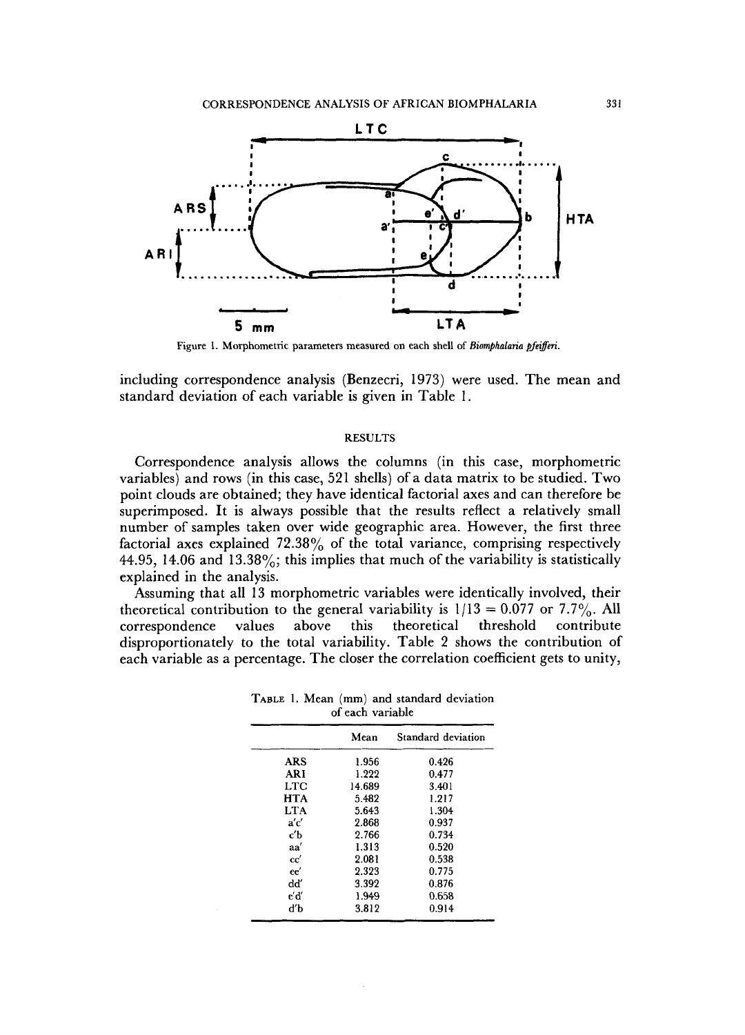Figure 1. Morphometric parameters measured on each shell of *Biomphalaria pfeifferi*.

including correspondence analysis (Benzecri, 1973) were used. The mean and standard deviation of each variable is given in Table 1.

## RESULTS

Correspondence analysis allows the columns (in this case, morphometric variables) and rows (in this case, 521 shells) of a data matrix to be studied. Two point clouds are obtained; they have identical factorial axes and can therefore be superimposed. It is always possible that the results reflect a relatively small number of samples taken over wide geographic area. However, the first three factorial axes explained 72.38% of the total variance, comprising respectively 44.95, 14.06 and 13.38%; this implies that much of the variability is statistically explained in the analysis.

Assuming that all 13 morphometric variables were identically involved, their theoretical contribution to the general variability is $1/13 = 0.077$ or 7.7%. All correspondence values above this theoretical threshold contribute disproportionately to the total variability. Table 2 shows the contribution of each variable as a percentage. The closer the correlation coefficient gets to unity,

TABLE 1. Mean (mm) and standard deviation of each variable

| | Mean | Standard deviation |
|---|---|---|
| ARS | 1.956 | 0.426 |
| ARI | 1.222 | 0.477 |
| LTC | 14.689 | 3.401 |
| HTA | 5.482 | 1.217 |
| LTA | 5.643 | 1.304 |
| a'c' | 2.868 | 0.937 |
| c'b | 2.766 | 0.734 |
| aa' | 1.313 | 0.520 |
| cc' | 2.081 | 0.538 |
| ee' | 2.323 | 0.775 |
| dd' | 3.392 | 0.876 |
| e'd' | 1.949 | 0.658 |
| d'b | 3.812 | 0.914 |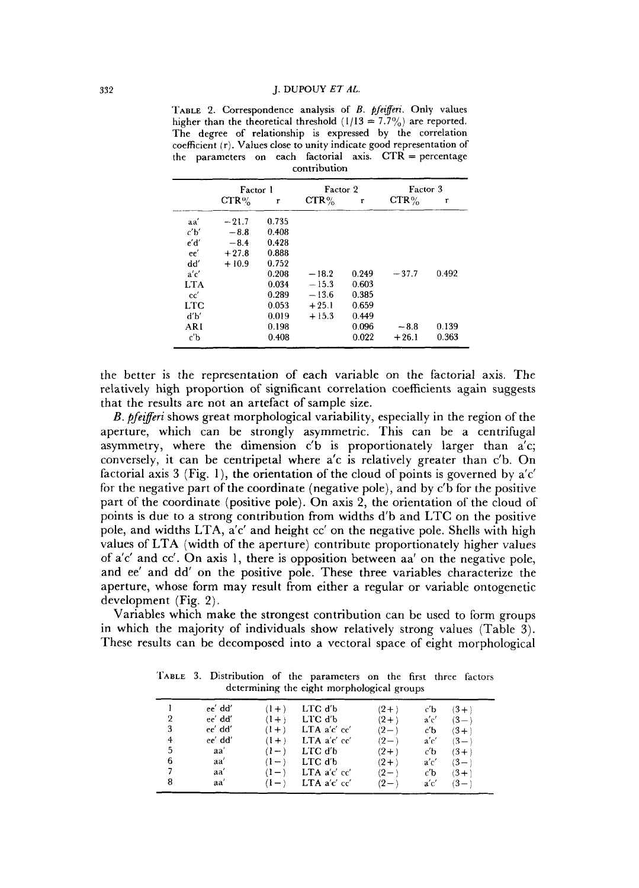TABLE 2. Correspondence analysis of *B. pfeifferi*. Only values higher than the theoretical threshold (1/13 = 7.7%) are reported. The degree of relationship is expressed by the correlation coefficient (r). Values close to unity indicate good representation of the parameters on each factorial axis. CTR = percentage contribution

| | Factor 1 | | Factor 2 | | Factor 3 | |
|---|---|---|---|---|---|---|
| | CTR% | r | CTR% | r | CTR% | r |
| aa′ | −21.7 | 0.735 | | | | |
| c′b′ | −8.8 | 0.408 | | | | |
| e′d′ | −8.4 | 0.428 | | | | |
| ee′ | +27.8 | 0.888 | | | | |
| dd′ | +10.9 | 0.752 | | | | |
| a′c′ | | 0.208 | −18.2 | 0.249 | −37.7 | 0.492 |
| LTA | | 0.034 | −15.3 | 0.603 | | |
| cc′ | | 0.289 | −13.6 | 0.385 | | |
| LTC | | 0.053 | +25.1 | 0.659 | | |
| d′b′ | | 0.019 | +15.3 | 0.449 | | |
| ARI | | 0.198 | | 0.096 | −8.8 | 0.139 |
| c′b | | 0.408 | | 0.022 | +26.1 | 0.363 |

the better is the representation of each variable on the factorial axis. The relatively high proportion of significant correlation coefficients again suggests that the results are not an artefact of sample size.

*B. pfeifferi* shows great morphological variability, especially in the region of the aperture, which can be strongly asymmetric. This can be a centrifugal asymmetry, where the dimension c′b is proportionately larger than a′c; conversely, it can be centripetal where a′c is relatively greater than c′b. On factorial axis 3 (Fig. 1), the orientation of the cloud of points is governed by a′c′ for the negative part of the coordinate (negative pole), and by c′b for the positive part of the coordinate (positive pole). On axis 2, the orientation of the cloud of points is due to a strong contribution from widths d′b and LTC on the positive pole, and widths LTA, a′c′ and height cc′ on the negative pole. Shells with high values of LTA (width of the aperture) contribute proportionately higher values of a′c′ and cc′. On axis 1, there is opposition between aa′ on the negative pole, and ee′ and dd′ on the positive pole. These three variables characterize the aperture, whose form may result from either a regular or variable ontogenetic development (Fig. 2).

Variables which make the strongest contribution can be used to form groups in which the majority of individuals show relatively strong values (Table 3). These results can be decomposed into a vectoral space of eight morphological

TABLE 3. Distribution of the parameters on the first three factors determining the eight morphological groups

| | | | | | | |
|---|---|---|---|---|---|---|
| 1 | ee′ dd′ | (1+) | LTC d′b | (2+) | c′b | (3+) |
| 2 | ee′ dd′ | (1+) | LTC d′b | (2+) | a′c′ | (3−) |
| 3 | ee′ dd′ | (1+) | LTA a′c′ cc′ | (2−) | c′b | (3+) |
| 4 | ee′ dd′ | (1+) | LTA a′c′ cc′ | (2−) | a′c′ | (3−) |
| 5 | aa′ | (1−) | LTC d′b | (2+) | c′b | (3+) |
| 6 | aa′ | (1−) | LTC d′b | (2+) | a′c′ | (3−) |
| 7 | aa′ | (1−) | LTA a′c′ cc′ | (2−) | c′b | (3+) |
| 8 | aa′ | (1−) | LTA a′c′ cc′ | (2−) | a′c′ | (3−) |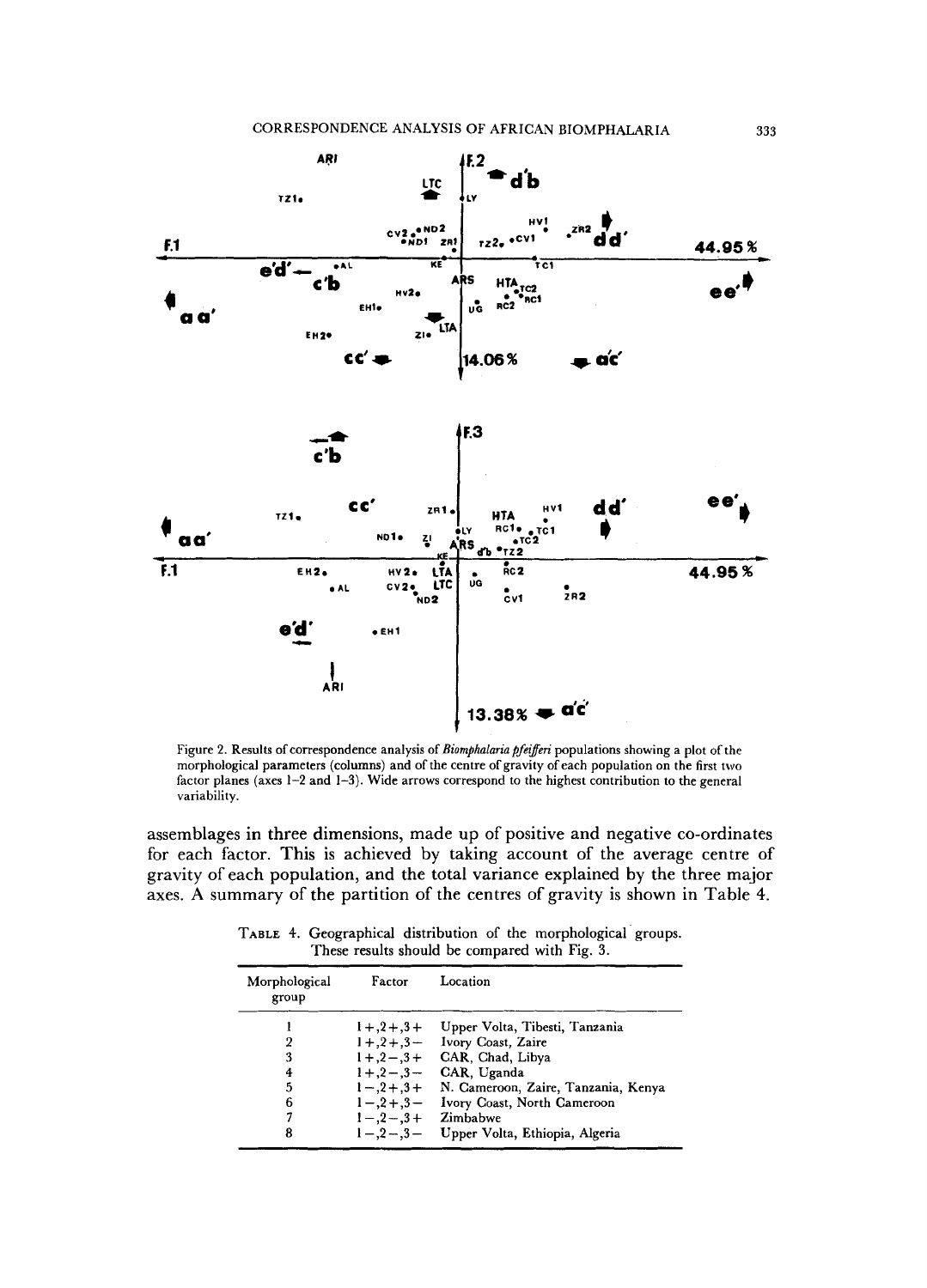Figure 2. Results of correspondence analysis of *Biomphalaria pfeifferi* populations showing a plot of the morphological parameters (columns) and of the centre of gravity of each population on the first two factor planes (axes 1–2 and 1–3). Wide arrows correspond to the highest contribution to the general variability.

assemblages in three dimensions, made up of positive and negative co-ordinates for each factor. This is achieved by taking account of the average centre of gravity of each population, and the total variance explained by the three major axes. A summary of the partition of the centres of gravity is shown in Table 4.

TABLE 4. Geographical distribution of the morphological groups. These results should be compared with Fig. 3.

| Morphological group | Factor | Location |
|---|---|---|
| 1 | 1+,2+,3+ | Upper Volta, Tibesti, Tanzania |
| 2 | 1+,2+,3− | Ivory Coast, Zaire |
| 3 | 1+,2−,3+ | CAR, Chad, Libya |
| 4 | 1+,2−,3− | CAR, Uganda |
| 5 | 1−,2+,3+ | N. Cameroon, Zaire, Tanzania, Kenya |
| 6 | 1−,2+,3− | Ivory Coast, North Cameroon |
| 7 | 1−,2−,3+ | Zimbabwe |
| 8 | 1−,2−,3− | Upper Volta, Ethiopia, Algeria |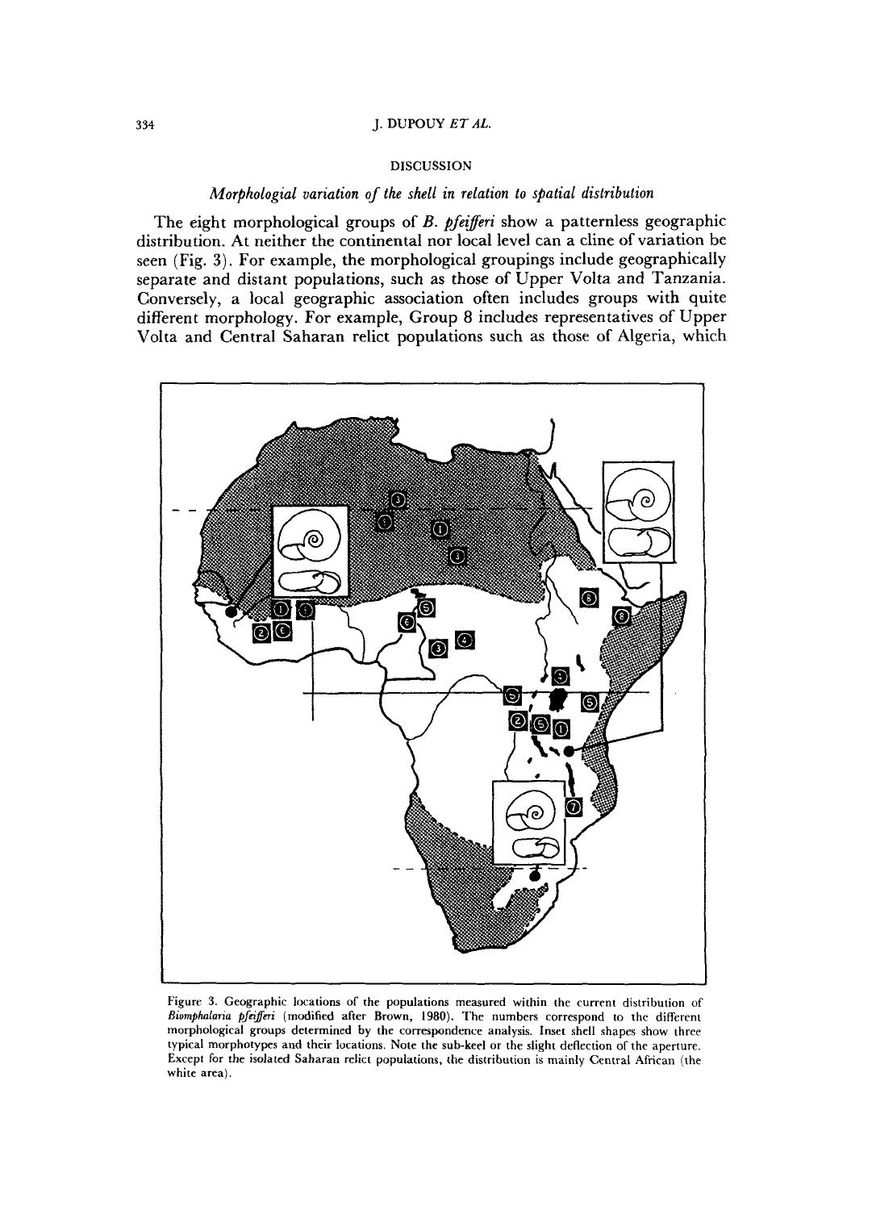## DISCUSSION

### *Morphologial variation of the shell in relation to spatial distribution*

The eight morphological groups of *B. pfeifferi* show a patternless geographic distribution. At neither the continental nor local level can a cline of variation be seen (Fig. 3). For example, the morphological groupings include geographically separate and distant populations, such as those of Upper Volta and Tanzania. Conversely, a local geographic association often includes groups with quite different morphology. For example, Group 8 includes representatives of Upper Volta and Central Saharan relict populations such as those of Algeria, which

Figure 3. Geographic locations of the populations measured within the current distribution of *Biomphalaria pfeifferi* (modified after Brown, 1980). The numbers correspond to the different morphological groups determined by the correspondence analysis. Inset shell shapes show three typical morphotypes and their locations. Note the sub-keel or the slight deflection of the aperture. Except for the isolated Saharan relict populations, the distribution is mainly Central African (the white area).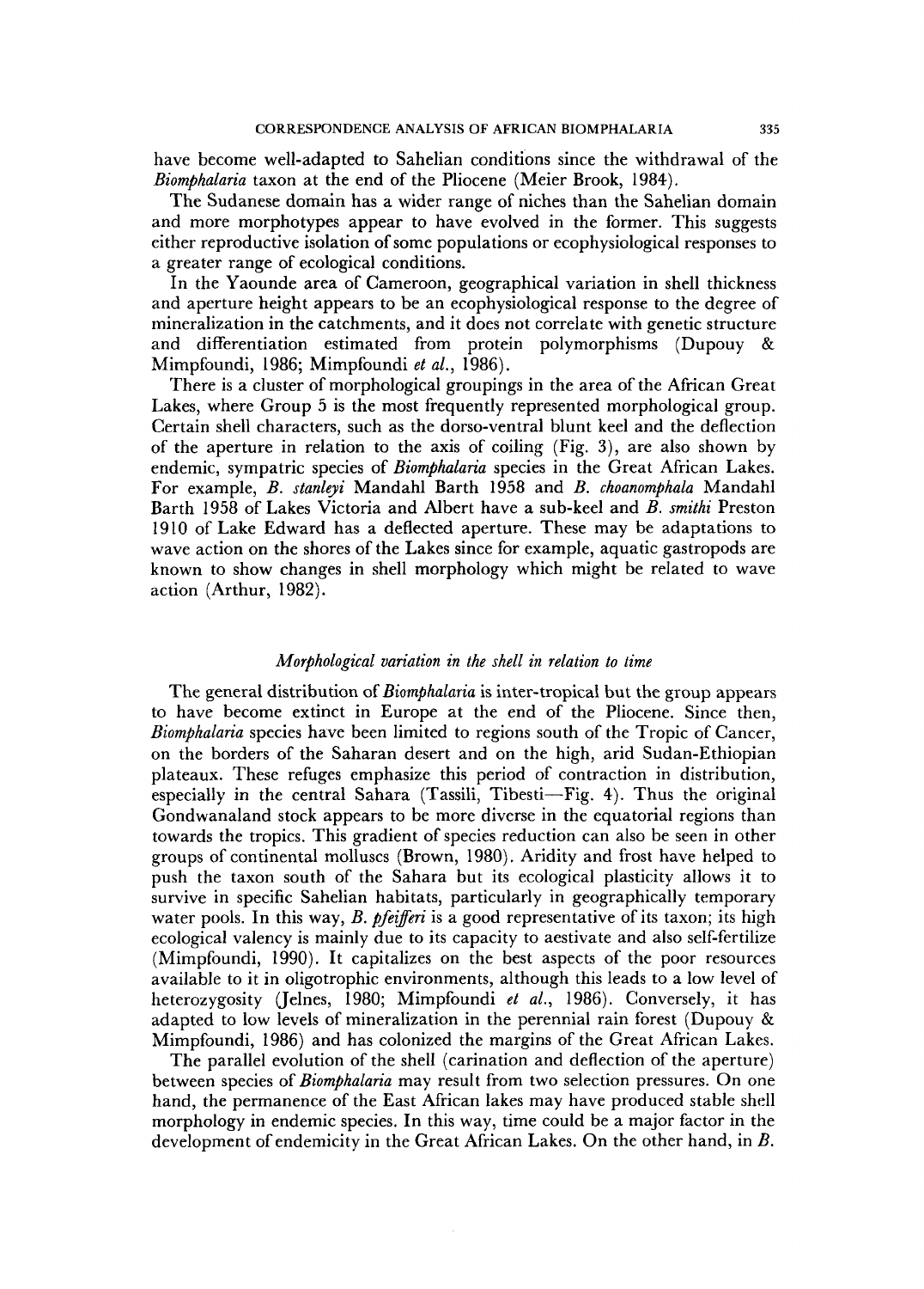have become well-adapted to Sahelian conditions since the withdrawal of the *Biomphalaria* taxon at the end of the Pliocene (Meier Brook, 1984).

The Sudanese domain has a wider range of niches than the Sahelian domain and more morphotypes appear to have evolved in the former. This suggests either reproductive isolation of some populations or ecophysiological responses to a greater range of ecological conditions.

In the Yaounde area of Cameroon, geographical variation in shell thickness and aperture height appears to be an ecophysiological response to the degree of mineralization in the catchments, and it does not correlate with genetic structure and differentiation estimated from protein polymorphisms (Dupouy & Mimpfoundi, 1986; Mimpfoundi *et al.*, 1986).

There is a cluster of morphological groupings in the area of the African Great Lakes, where Group 5 is the most frequently represented morphological group. Certain shell characters, such as the dorso-ventral blunt keel and the deflection of the aperture in relation to the axis of coiling (Fig. 3), are also shown by endemic, sympatric species of *Biomphalaria* species in the Great African Lakes. For example, *B. stanleyi* Mandahl Barth 1958 and *B. choanomphala* Mandahl Barth 1958 of Lakes Victoria and Albert have a sub-keel and *B. smithi* Preston 1910 of Lake Edward has a deflected aperture. These may be adaptations to wave action on the shores of the Lakes since for example, aquatic gastropods are known to show changes in shell morphology which might be related to wave action (Arthur, 1982).

### *Morphological variation in the shell in relation to time*

The general distribution of *Biomphalaria* is inter-tropical but the group appears to have become extinct in Europe at the end of the Pliocene. Since then, *Biomphalaria* species have been limited to regions south of the Tropic of Cancer, on the borders of the Saharan desert and on the high, arid Sudan-Ethiopian plateaux. These refuges emphasize this period of contraction in distribution, especially in the central Sahara (Tassili, Tibesti—Fig. 4). Thus the original Gondwanaland stock appears to be more diverse in the equatorial regions than towards the tropics. This gradient of species reduction can also be seen in other groups of continental molluscs (Brown, 1980). Aridity and frost have helped to push the taxon south of the Sahara but its ecological plasticity allows it to survive in specific Sahelian habitats, particularly in geographically temporary water pools. In this way, *B. pfeifferi* is a good representative of its taxon; its high ecological valency is mainly due to its capacity to aestivate and also self-fertilize (Mimpfoundi, 1990). It capitalizes on the best aspects of the poor resources available to it in oligotrophic environments, although this leads to a low level of heterozygosity (Jelnes, 1980; Mimpfoundi *et al.*, 1986). Conversely, it has adapted to low levels of mineralization in the perennial rain forest (Dupouy & Mimpfoundi, 1986) and has colonized the margins of the Great African Lakes.

The parallel evolution of the shell (carination and deflection of the aperture) between species of *Biomphalaria* may result from two selection pressures. On one hand, the permanence of the East African lakes may have produced stable shell morphology in endemic species. In this way, time could be a major factor in the development of endemicity in the Great African Lakes. On the other hand, in *B.*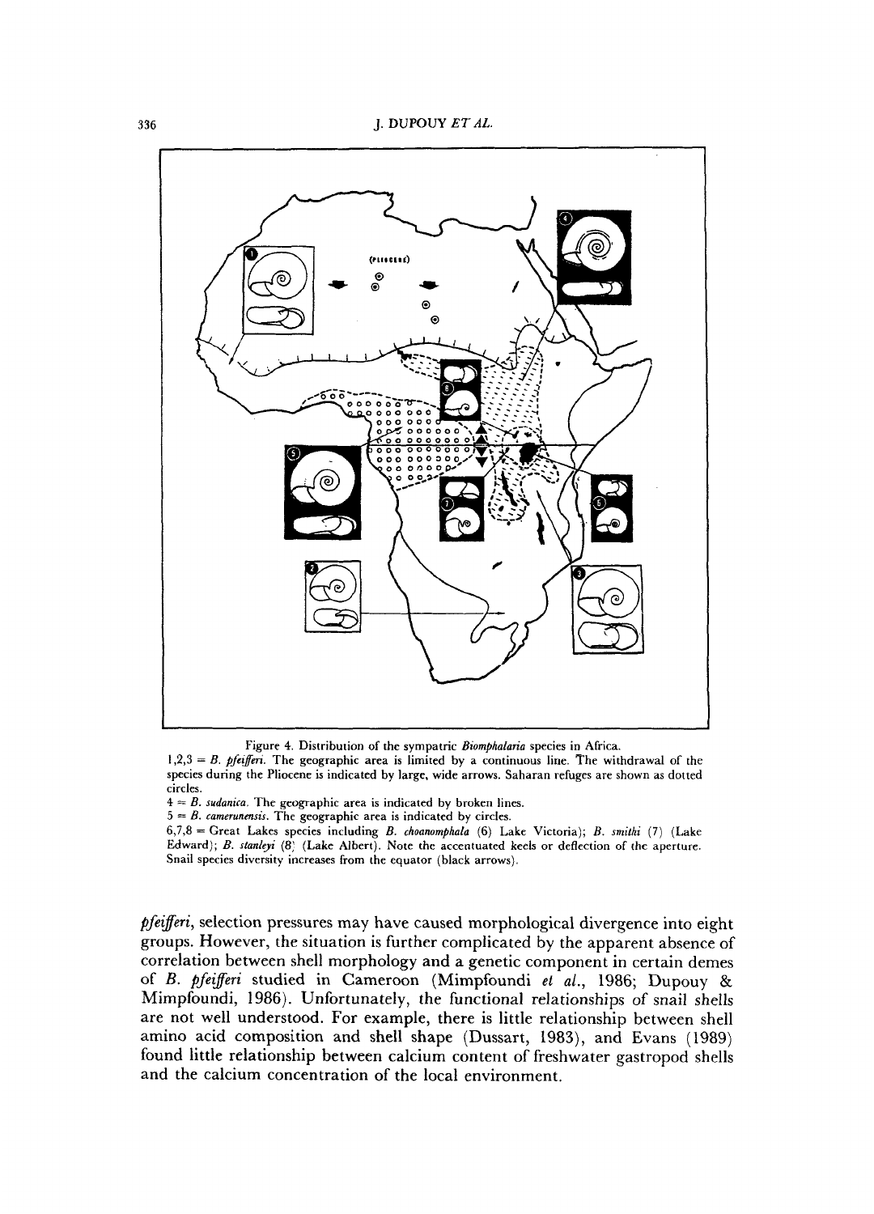Figure 4. Distribution of the sympatric *Biomphalaria* species in Africa.
1,2,3 = *B. pfeifferi*. The geographic area is limited by a continuous line. The withdrawal of the species during the Pliocene is indicated by large, wide arrows. Saharan refuges are shown as dotted circles.
4 = *B. sudanica*. The geographic area is indicated by broken lines.
5 = *B. camerunensis*. The geographic area is indicated by circles.
6,7,8 = Great Lakes species including *B. choanomphala* (6) Lake Victoria); *B. smithi* (7) (Lake Edward); *B. stanleyi* (8) (Lake Albert). Note the accentuated keels or deflection of the aperture. Snail species diversity increases from the equator (black arrows).

*pfeifferi*, selection pressures may have caused morphological divergence into eight groups. However, the situation is further complicated by the apparent absence of correlation between shell morphology and a genetic component in certain demes of *B. pfeifferi* studied in Cameroon (Mimpfoundi *et al.*, 1986; Dupouy & Mimpfoundi, 1986). Unfortunately, the functional relationships of snail shells are not well understood. For example, there is little relationship between shell amino acid composition and shell shape (Dussart, 1983), and Evans (1989) found little relationship between calcium content of freshwater gastropod shells and the calcium concentration of the local environment.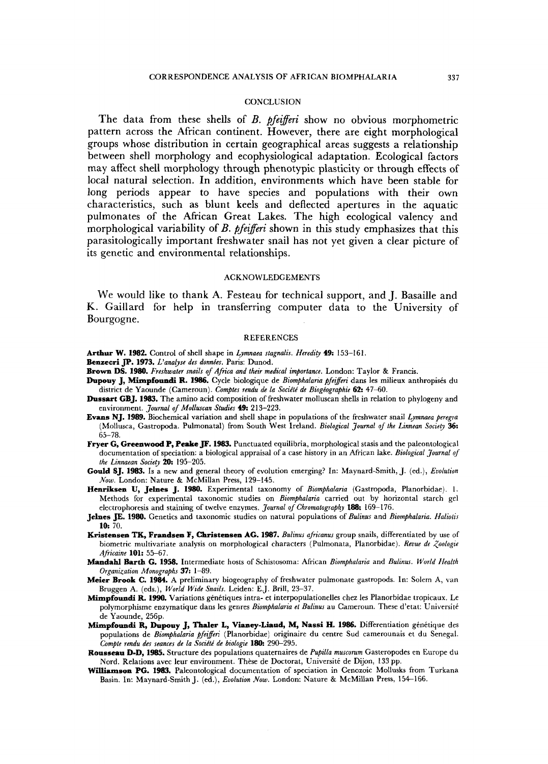## CONCLUSION

The data from these shells of *B. pfeifferi* show no obvious morphometric pattern across the African continent. However, there are eight morphological groups whose distribution in certain geographical areas suggests a relationship between shell morphology and ecophysiological adaptation. Ecological factors may affect shell morphology through phenotypic plasticity or through effects of local natural selection. In addition, environments which have been stable for long periods appear to have species and populations with their own characteristics, such as blunt keels and deflected apertures in the aquatic pulmonates of the African Great Lakes. The high ecological valency and morphological variability of *B. pfeifferi* shown in this study emphasizes that this parasitologically important freshwater snail has not yet given a clear picture of its genetic and environmental relationships.

## ACKNOWLEDGEMENTS

We would like to thank A. Festeau for technical support, and J. Basaille and K. Gaillard for help in transferring computer data to the University of Bourgogne.

## REFERENCES

**Arthur W. 1982.** Control of shell shape in *Lymnaea stagnalis*. *Heredity* **49:** 153–161.

**Benzecri JP. 1973.** *L'analyse des données*. Paris: Dunod.

**Brown DS. 1980.** *Freshwater snails of Africa and their medical importance*. London: Taylor & Francis.

**Dupouy J, Mimpfoundi R. 1986.** Cycle biologique de *Biomphalaria pfeifferi* dans les milieux anthropisés du district de Yaounde (Cameroun). *Comptes rendu de la Société de Biogéographie* **62:** 47–60.

**Dussart GBJ. 1983.** The amino acid composition of freshwater molluscan shells in relation to phylogeny and environment. *Journal of Molluscan Studies* **49:** 213–223.

**Evans NJ. 1989.** Biochemical variation and shell shape in populations of the freshwater snail *Lymnaea peregra* (Mollusca, Gastropoda. Pulmonatal) from South West Ireland. *Biological Journal of the Linnean Society* **36:** 65–78.

**Fryer G, Greenwood P, Peake JF. 1983.** Punctuated equilibria, morphological stasis and the paleontological documentation of speciation: a biological appraisal of a case history in an African lake. *Biological Journal of the Linnaean Society* **20:** 195–205.

**Gould SJ. 1983.** Is a new and general theory of evolution emerging? In: Maynard-Smith, J. (ed.), *Evolution Now*. London: Nature & McMillan Press, 129–145.

**Henriksen U, Jelnes J. 1980.** Experimental taxonomy of *Biomphalaria* (Gastropoda, Planorbidae). 1. Methods for experimental taxonomic studies on *Biomphalaria* carried out by horizontal starch gel electrophoresis and staining of twelve enzymes. *Journal of Chromatography* **188:** 169–176.

**Jelnes JE. 1980.** Genetics and taxonomic studies on natural populations of *Bulinus* and *Biomphalaria*. *Haliotis* **10:** 70.

**Kristensen TK, Frandsen F, Christensen AG. 1987.** *Bulinus africanus* group snails, differentiated by use of biometric multivariate analysis on morphological characters (Pulmonata, Planorbidae). *Revue de Zoologie Africaine* **101:** 55–67.

**Mandahl Barth G. 1958.** Intermediate hosts of Schistosoma: African *Biomphalaria* and *Bulinus*. *World Health Organization Monographs* **37:** 1–89.

**Meier Brook C. 1984.** A preliminary biogeography of freshwater pulmonate gastropods. In: Solem A, van Bruggen A. (eds.), *World Wide Snails*. Leiden: E.J. Brill, 23–37.

**Mimpfoundi R. 1990.** Variations génétiques intra- et interpopulationelles chez les Planorbidae tropicaux. Le polymorphisme enzymatique dans les genres *Biomphalaria et Bulinus* au Cameroun. These d'etat: Université de Yaounde, 256p.

**Mimpfoundi R, Dupouy J, Thaler L, Vianey-Liaud, M, Nassi H. 1986.** Differentiation génétique des populations de *Biomphalaria pfeifferi* (Planorbidae) originaire du centre Sud camerounais et du Senegal. *Compte rendu des seances de la Société de biologie* **180:** 290–295.

**Rousseau D-D, 1985.** Structure des populations quaternaires de *Pupilla muscorum* Gasteropodes en Europe du Nord. Relations avec leur environment. Thèse de Doctorat, Université de Dijon, 133 pp.

**Williamson PG. 1983.** Paleontological documentation of speciation in Cenozoic Mollusks from Turkana Basin. In: Maynard-Smith J. (ed.), *Evolution Now*. London: Nature & McMillan Press, 154–166.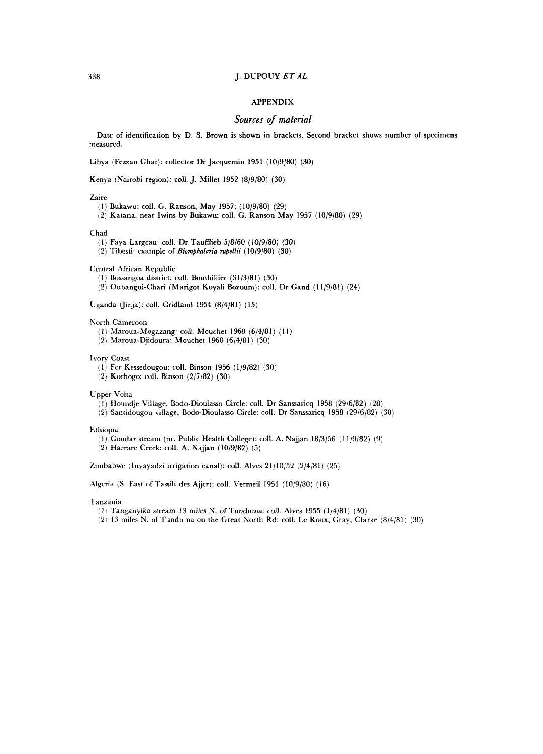## APPENDIX

### *Sources of material*

Date of identification by D. S. Brown is shown in brackets. Second bracket shows number of specimens measured.

Libya (Fezzan Ghat): collector Dr Jacquemin 1951 (10/9/80) (30)

Kenya (Nairobi region): coll. J. Millet 1952 (8/9/80) (30)

Zaire

(1) Bukawu: coll. G. Ranson, May 1957; (10/9/80) (29)
(2) Katana, near Iwins by Bukawu: coll. G. Ranson May 1957 (10/9/80) (29)

Chad

(1) Faya Largeau: coll. Dr Taufflieb 5/8/60 (10/9/80) (30)
(2) Tibesti: example of *Biomphalaria rupellii* (10/9/80) (30)

Central African Republic

(1) Bossangoa district: coll. Bouthillier (31/3/81) (30)
(2) Oubangui-Chari (Marigot Koyali Bozoum): coll. Dr Gand (11/9/81) (24)

Uganda (Jinja): coll. Cridland 1954 (8/4/81) (15)

North Cameroon

(1) Maroua-Mogazang: coll. Mouchet 1960 (6/4/81) (11)
(2) Maroua-Djidoura: Mouchet 1960 (6/4/81) (30)

Ivory Coast

(1) Fer Kessedougou: coll. Binson 1956 (1/9/82) (30)
(2) Korhogo: coll. Binson (2/7/82) (30)

Upper Volta

(1) Houndje Village, Bodo-Dioulasso Circle: coll. Dr Sanssaricq 1958 (29/6/82) (28)
(2) Santidougou village, Bodo-Dioulasso Circle: coll. Dr Sanssaricq 1958 (29/6/82) (30)

Ethiopia

(1) Gondar stream (nr. Public Health College): coll. A. Najjan 18/3/56 (11/9/82) (9)
(2) Harrare Creek: coll. A. Najjan (10/9/82) (5)

Zimbabwe (Inyayadzi irrigation canal): coll. Alves 21/10/52 (2/4/81) (25)

Algeria (S. East of Tassili des Ajjer): coll. Vermeil 1951 (10/9/80) (16)

Tanzania

(1) Tanganyika stream 13 miles N. of Tunduma: coll. Alves 1955 (1/4/81) (30)
(2) 13 miles N. of Tunduma on the Great North Rd: coll. Le Roux, Gray, Clarke (8/4/81) (30)